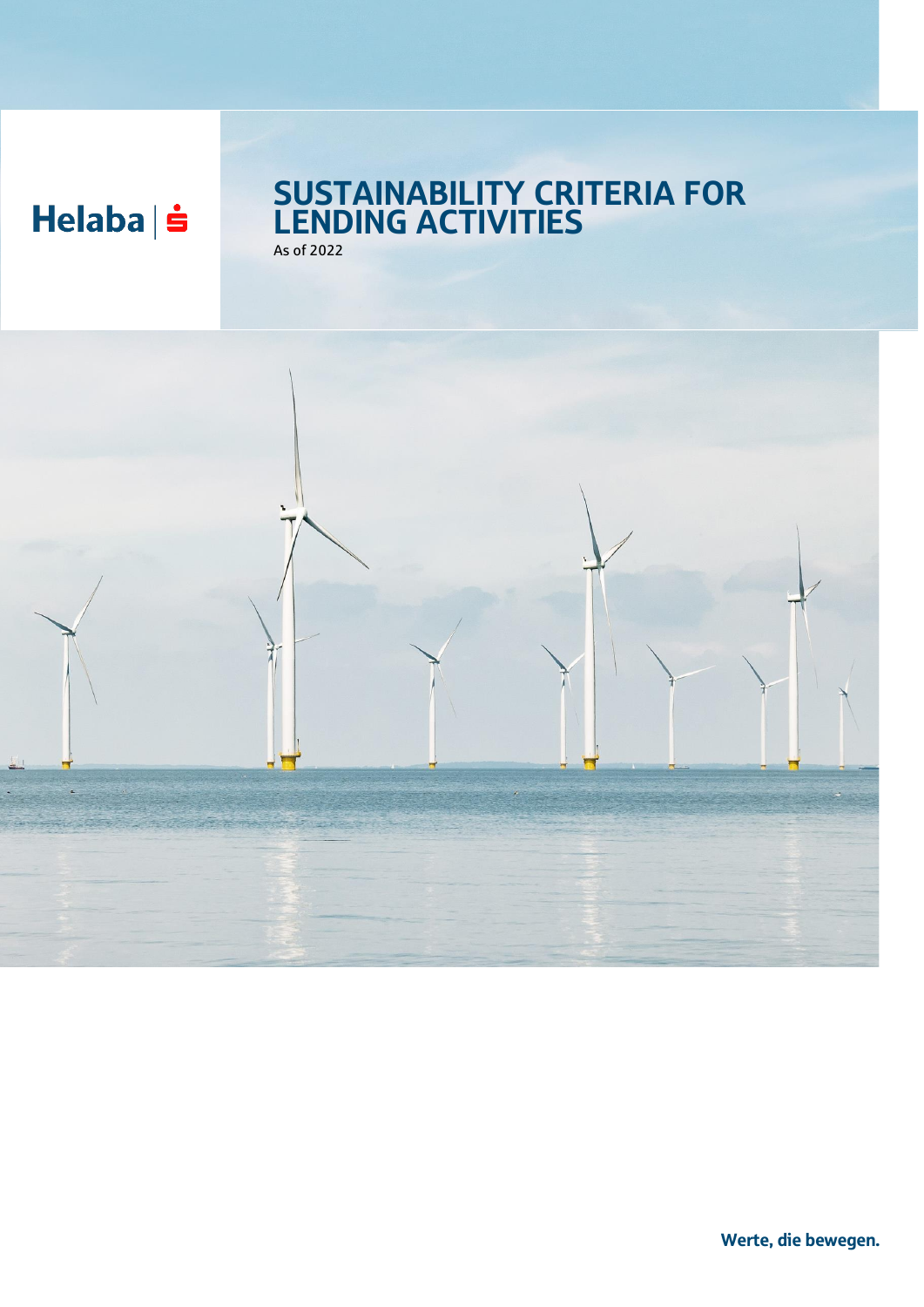Helaba | Ŝ

# SUSTAINABILITY CRITERIA FOR LENDING ACTIVITIES

As of 2022

**Werte, die bewegen.**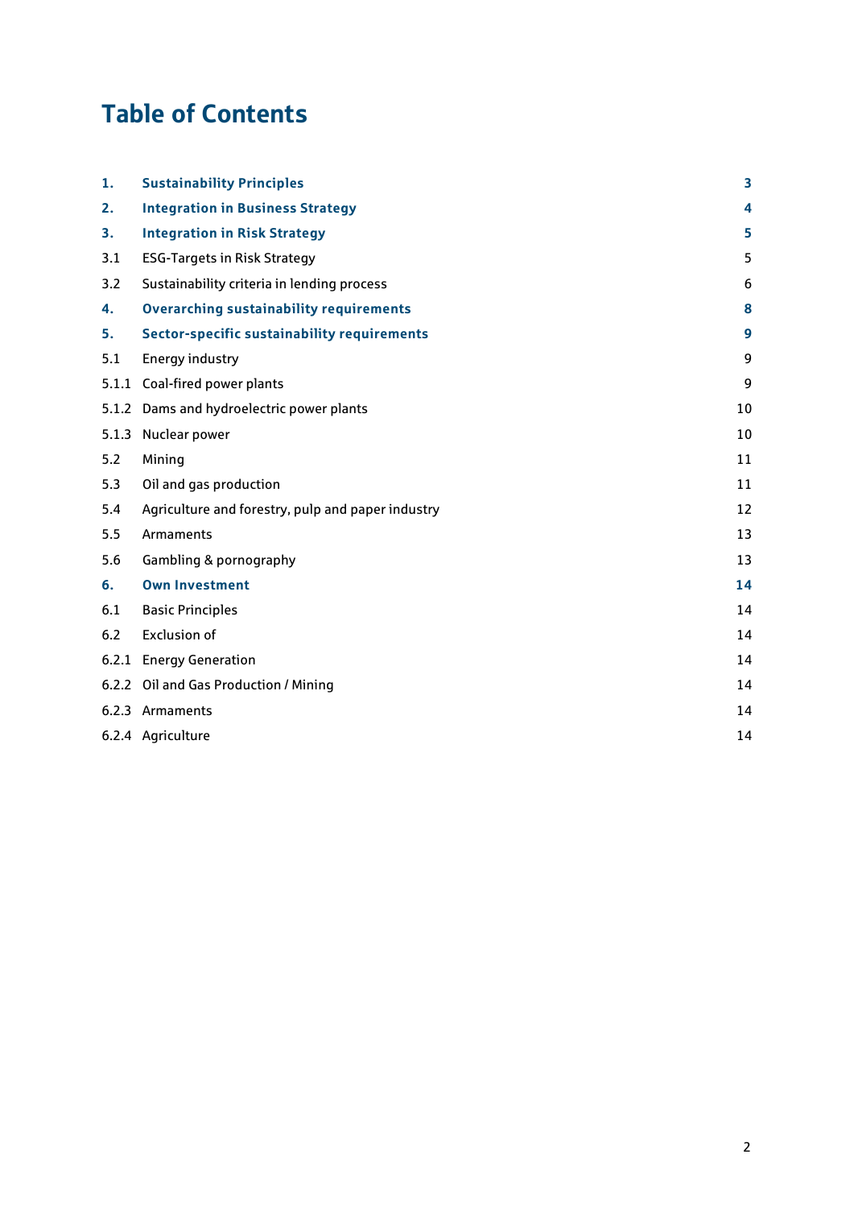# Table of Contents

| | | |
|---|---|---|
| **1.** | **Sustainability Principles** | **3** |
| **2.** | **Integration in Business Strategy** | **4** |
| **3.** | **Integration in Risk Strategy** | **5** |
| 3.1 | ESG-Targets in Risk Strategy | 5 |
| 3.2 | Sustainability criteria in lending process | 6 |
| **4.** | **Overarching sustainability requirements** | **8** |
| **5.** | **Sector-specific sustainability requirements** | **9** |
| 5.1 | Energy industry | 9 |
| 5.1.1 | Coal-fired power plants | 9 |
| 5.1.2 | Dams and hydroelectric power plants | 10 |
| 5.1.3 | Nuclear power | 10 |
| 5.2 | Mining | 11 |
| 5.3 | Oil and gas production | 11 |
| 5.4 | Agriculture and forestry, pulp and paper industry | 12 |
| 5.5 | Armaments | 13 |
| 5.6 | Gambling & pornography | 13 |
| **6.** | **Own Investment** | **14** |
| 6.1 | Basic Principles | 14 |
| 6.2 | Exclusion of | 14 |
| 6.2.1 | Energy Generation | 14 |
| 6.2.2 | Oil and Gas Production / Mining | 14 |
| 6.2.3 | Armaments | 14 |
| 6.2.4 | Agriculture | 14 |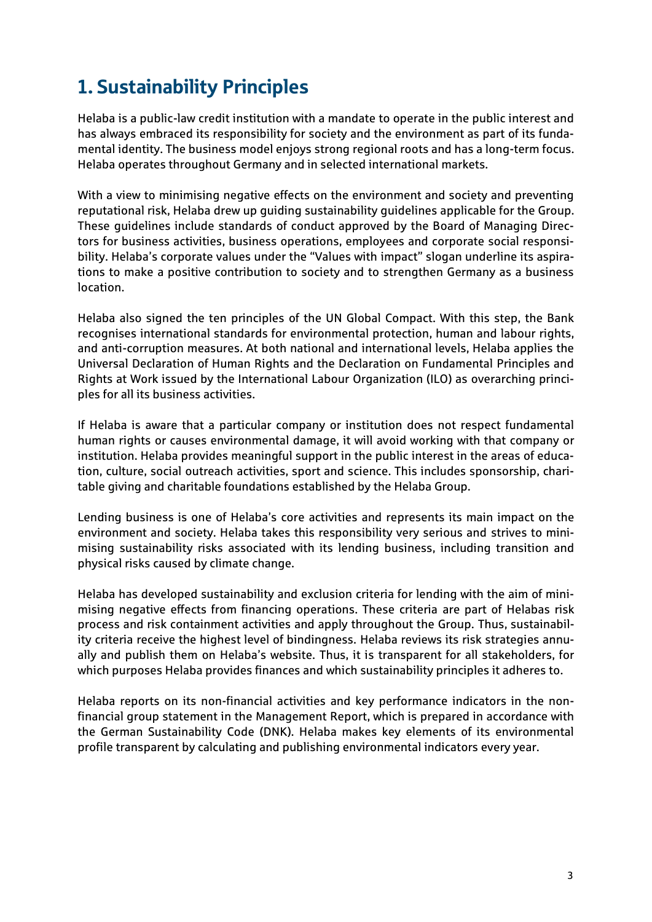# 1. Sustainability Principles

Helaba is a public-law credit institution with a mandate to operate in the public interest and has always embraced its responsibility for society and the environment as part of its fundamental identity. The business model enjoys strong regional roots and has a long-term focus. Helaba operates throughout Germany and in selected international markets.

With a view to minimising negative effects on the environment and society and preventing reputational risk, Helaba drew up guiding sustainability guidelines applicable for the Group. These guidelines include standards of conduct approved by the Board of Managing Directors for business activities, business operations, employees and corporate social responsibility. Helaba's corporate values under the "Values with impact" slogan underline its aspirations to make a positive contribution to society and to strengthen Germany as a business location.

Helaba also signed the ten principles of the UN Global Compact. With this step, the Bank recognises international standards for environmental protection, human and labour rights, and anti-corruption measures. At both national and international levels, Helaba applies the Universal Declaration of Human Rights and the Declaration on Fundamental Principles and Rights at Work issued by the International Labour Organization (ILO) as overarching principles for all its business activities.

If Helaba is aware that a particular company or institution does not respect fundamental human rights or causes environmental damage, it will avoid working with that company or institution. Helaba provides meaningful support in the public interest in the areas of education, culture, social outreach activities, sport and science. This includes sponsorship, charitable giving and charitable foundations established by the Helaba Group.

Lending business is one of Helaba's core activities and represents its main impact on the environment and society. Helaba takes this responsibility very serious and strives to minimising sustainability risks associated with its lending business, including transition and physical risks caused by climate change.

Helaba has developed sustainability and exclusion criteria for lending with the aim of minimising negative effects from financing operations. These criteria are part of Helabas risk process and risk containment activities and apply throughout the Group. Thus, sustainability criteria receive the highest level of bindingness. Helaba reviews its risk strategies annually and publish them on Helaba's website. Thus, it is transparent for all stakeholders, for which purposes Helaba provides finances and which sustainability principles it adheres to.

Helaba reports on its non-financial activities and key performance indicators in the non-financial group statement in the Management Report, which is prepared in accordance with the German Sustainability Code (DNK). Helaba makes key elements of its environmental profile transparent by calculating and publishing environmental indicators every year.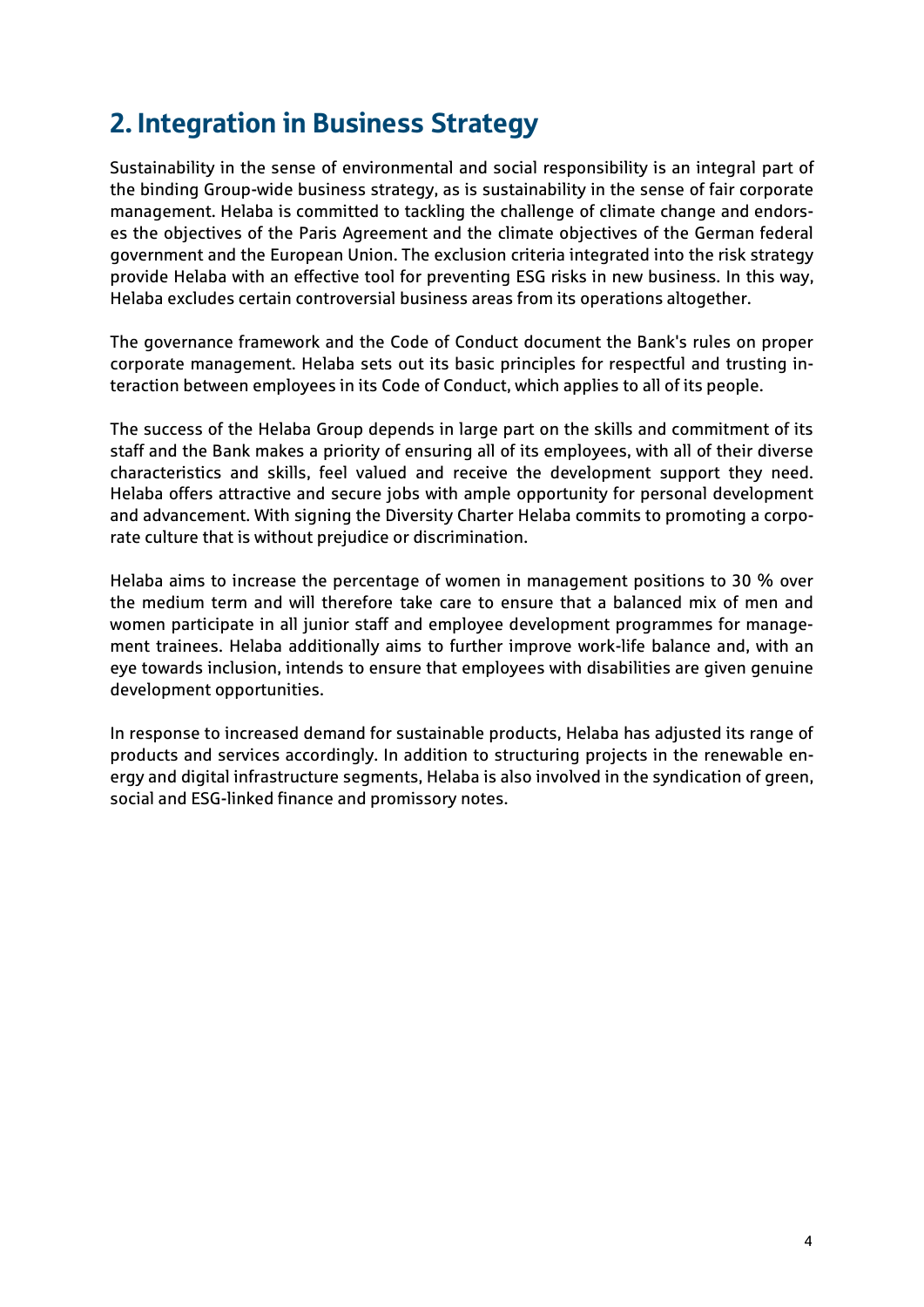## 2. Integration in Business Strategy

Sustainability in the sense of environmental and social responsibility is an integral part of the binding Group-wide business strategy, as is sustainability in the sense of fair corporate management. Helaba is committed to tackling the challenge of climate change and endorses the objectives of the Paris Agreement and the climate objectives of the German federal government and the European Union. The exclusion criteria integrated into the risk strategy provide Helaba with an effective tool for preventing ESG risks in new business. In this way, Helaba excludes certain controversial business areas from its operations altogether.

The governance framework and the Code of Conduct document the Bank's rules on proper corporate management. Helaba sets out its basic principles for respectful and trusting interaction between employees in its Code of Conduct, which applies to all of its people.

The success of the Helaba Group depends in large part on the skills and commitment of its staff and the Bank makes a priority of ensuring all of its employees, with all of their diverse characteristics and skills, feel valued and receive the development support they need. Helaba offers attractive and secure jobs with ample opportunity for personal development and advancement. With signing the Diversity Charter Helaba commits to promoting a corporate culture that is without prejudice or discrimination.

Helaba aims to increase the percentage of women in management positions to 30 % over the medium term and will therefore take care to ensure that a balanced mix of men and women participate in all junior staff and employee development programmes for management trainees. Helaba additionally aims to further improve work-life balance and, with an eye towards inclusion, intends to ensure that employees with disabilities are given genuine development opportunities.

In response to increased demand for sustainable products, Helaba has adjusted its range of products and services accordingly. In addition to structuring projects in the renewable energy and digital infrastructure segments, Helaba is also involved in the syndication of green, social and ESG-linked finance and promissory notes.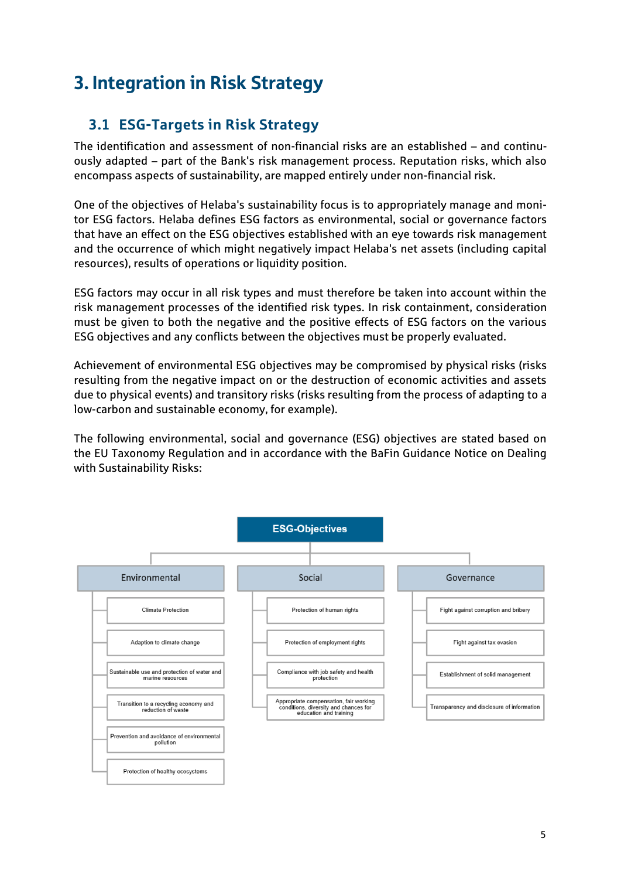# 3. Integration in Risk Strategy

## 3.1 ESG-Targets in Risk Strategy

The identification and assessment of non-financial risks are an established – and continuously adapted – part of the Bank's risk management process. Reputation risks, which also encompass aspects of sustainability, are mapped entirely under non-financial risk.

One of the objectives of Helaba's sustainability focus is to appropriately manage and monitor ESG factors. Helaba defines ESG factors as environmental, social or governance factors that have an effect on the ESG objectives established with an eye towards risk management and the occurrence of which might negatively impact Helaba's net assets (including capital resources), results of operations or liquidity position.

ESG factors may occur in all risk types and must therefore be taken into account within the risk management processes of the identified risk types. In risk containment, consideration must be given to both the negative and the positive effects of ESG factors on the various ESG objectives and any conflicts between the objectives must be properly evaluated.

Achievement of environmental ESG objectives may be compromised by physical risks (risks resulting from the negative impact on or the destruction of economic activities and assets due to physical events) and transitory risks (risks resulting from the process of adapting to a low-carbon and sustainable economy, for example).

The following environmental, social and governance (ESG) objectives are stated based on the EU Taxonomy Regulation and in accordance with the BaFin Guidance Notice on Dealing with Sustainability Risks:

**ESG-Objectives**

| Environmental | Social | Governance |
|---|---|---|
| Climate Protection | Protection of human rights | Fight against corruption and bribery |
| Adaption to climate change | Protection of employment rights | Fight against tax evasion |
| Sustainable use and protection of water and marine resources | Compliance with job safety and health protection | Establishment of solid management |
| Transition to a recycling economy and reduction of waste | Appropriate compensation, fair working conditions, diversity and chances for education and training | Transparency and disclosure of information |
| Prevention and avoidance of environmental pollution | | |
| Protection of healthy ecosystems | | |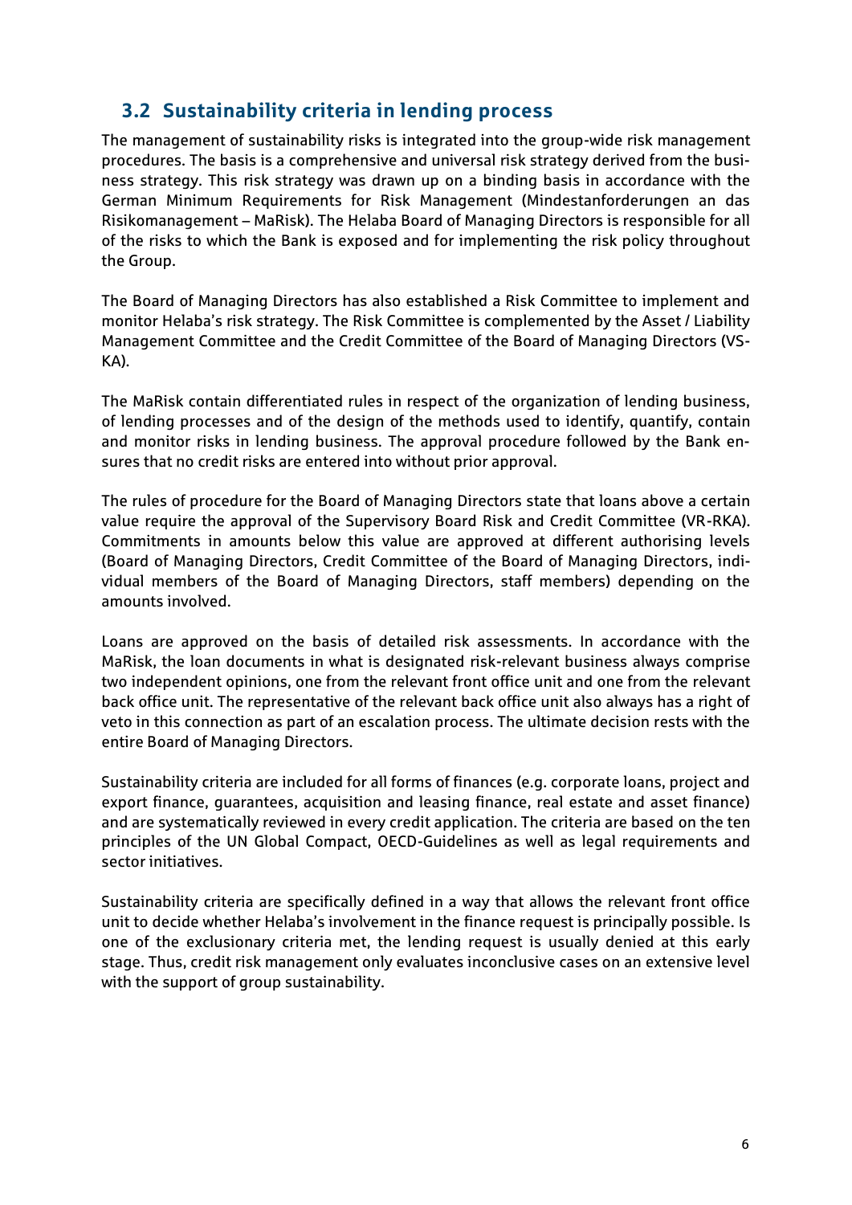## 3.2 Sustainability criteria in lending process

The management of sustainability risks is integrated into the group-wide risk management procedures. The basis is a comprehensive and universal risk strategy derived from the business strategy. This risk strategy was drawn up on a binding basis in accordance with the German Minimum Requirements for Risk Management (Mindestanforderungen an das Risikomanagement – MaRisk). The Helaba Board of Managing Directors is responsible for all of the risks to which the Bank is exposed and for implementing the risk policy throughout the Group.

The Board of Managing Directors has also established a Risk Committee to implement and monitor Helaba's risk strategy. The Risk Committee is complemented by the Asset / Liability Management Committee and the Credit Committee of the Board of Managing Directors (VS-KA).

The MaRisk contain differentiated rules in respect of the organization of lending business, of lending processes and of the design of the methods used to identify, quantify, contain and monitor risks in lending business. The approval procedure followed by the Bank ensures that no credit risks are entered into without prior approval.

The rules of procedure for the Board of Managing Directors state that loans above a certain value require the approval of the Supervisory Board Risk and Credit Committee (VR-RKA). Commitments in amounts below this value are approved at different authorising levels (Board of Managing Directors, Credit Committee of the Board of Managing Directors, individual members of the Board of Managing Directors, staff members) depending on the amounts involved.

Loans are approved on the basis of detailed risk assessments. In accordance with the MaRisk, the loan documents in what is designated risk-relevant business always comprise two independent opinions, one from the relevant front office unit and one from the relevant back office unit. The representative of the relevant back office unit also always has a right of veto in this connection as part of an escalation process. The ultimate decision rests with the entire Board of Managing Directors.

Sustainability criteria are included for all forms of finances (e.g. corporate loans, project and export finance, guarantees, acquisition and leasing finance, real estate and asset finance) and are systematically reviewed in every credit application. The criteria are based on the ten principles of the UN Global Compact, OECD-Guidelines as well as legal requirements and sector initiatives.

Sustainability criteria are specifically defined in a way that allows the relevant front office unit to decide whether Helaba's involvement in the finance request is principally possible. Is one of the exclusionary criteria met, the lending request is usually denied at this early stage. Thus, credit risk management only evaluates inconclusive cases on an extensive level with the support of group sustainability.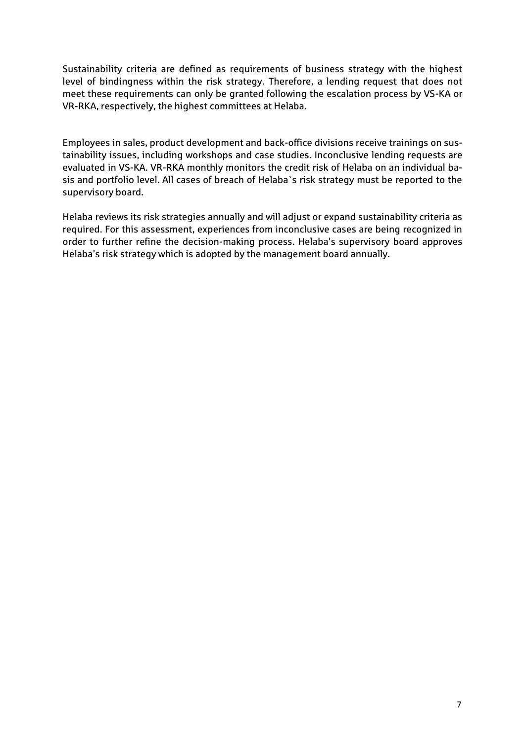Sustainability criteria are defined as requirements of business strategy with the highest level of bindingness within the risk strategy. Therefore, a lending request that does not meet these requirements can only be granted following the escalation process by VS-KA or VR-RKA, respectively, the highest committees at Helaba.

Employees in sales, product development and back-office divisions receive trainings on sustainability issues, including workshops and case studies. Inconclusive lending requests are evaluated in VS-KA. VR-RKA monthly monitors the credit risk of Helaba on an individual basis and portfolio level. All cases of breach of Helaba`s risk strategy must be reported to the supervisory board.

Helaba reviews its risk strategies annually and will adjust or expand sustainability criteria as required. For this assessment, experiences from inconclusive cases are being recognized in order to further refine the decision-making process. Helaba's supervisory board approves Helaba's risk strategy which is adopted by the management board annually.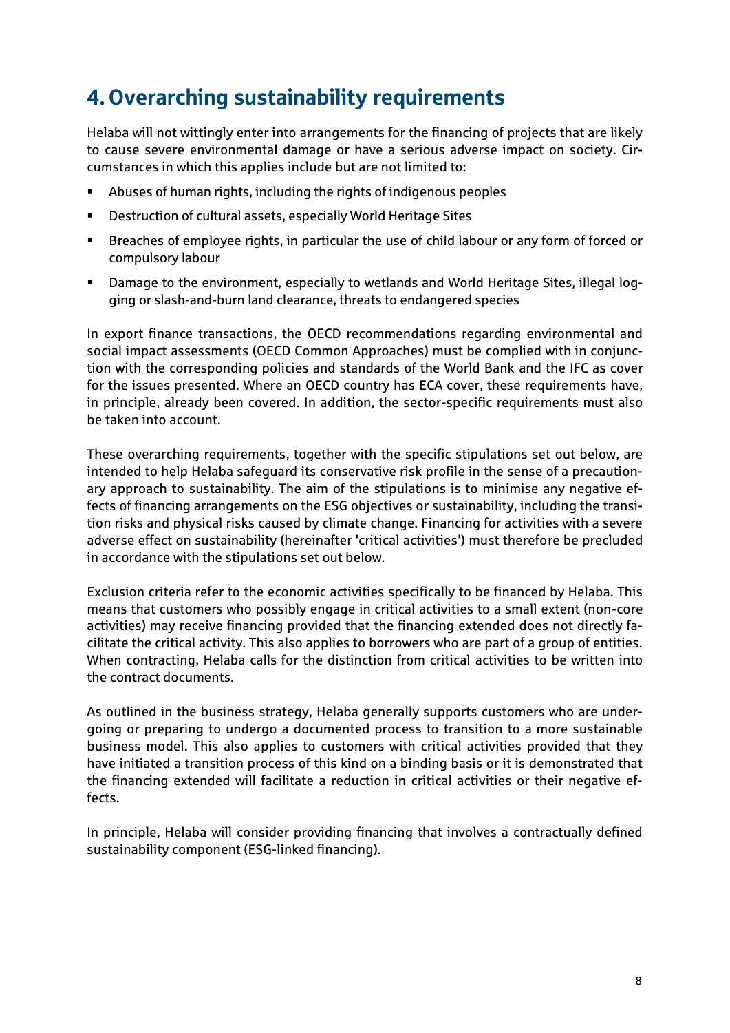# 4. Overarching sustainability requirements

Helaba will not wittingly enter into arrangements for the financing of projects that are likely to cause severe environmental damage or have a serious adverse impact on society. Circumstances in which this applies include but are not limited to:

- Abuses of human rights, including the rights of indigenous peoples
- Destruction of cultural assets, especially World Heritage Sites
- Breaches of employee rights, in particular the use of child labour or any form of forced or compulsory labour
- Damage to the environment, especially to wetlands and World Heritage Sites, illegal logging or slash-and-burn land clearance, threats to endangered species

In export finance transactions, the OECD recommendations regarding environmental and social impact assessments (OECD Common Approaches) must be complied with in conjunction with the corresponding policies and standards of the World Bank and the IFC as cover for the issues presented. Where an OECD country has ECA cover, these requirements have, in principle, already been covered. In addition, the sector-specific requirements must also be taken into account.

These overarching requirements, together with the specific stipulations set out below, are intended to help Helaba safeguard its conservative risk profile in the sense of a precautionary approach to sustainability. The aim of the stipulations is to minimise any negative effects of financing arrangements on the ESG objectives or sustainability, including the transition risks and physical risks caused by climate change. Financing for activities with a severe adverse effect on sustainability (hereinafter 'critical activities') must therefore be precluded in accordance with the stipulations set out below.

Exclusion criteria refer to the economic activities specifically to be financed by Helaba. This means that customers who possibly engage in critical activities to a small extent (non-core activities) may receive financing provided that the financing extended does not directly facilitate the critical activity. This also applies to borrowers who are part of a group of entities. When contracting, Helaba calls for the distinction from critical activities to be written into the contract documents.

As outlined in the business strategy, Helaba generally supports customers who are undergoing or preparing to undergo a documented process to transition to a more sustainable business model. This also applies to customers with critical activities provided that they have initiated a transition process of this kind on a binding basis or it is demonstrated that the financing extended will facilitate a reduction in critical activities or their negative effects.

In principle, Helaba will consider providing financing that involves a contractually defined sustainability component (ESG-linked financing).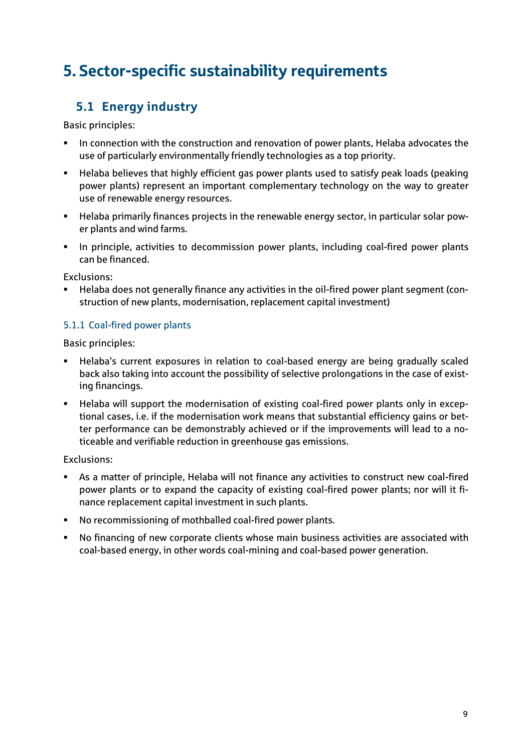# 5. Sector-specific sustainability requirements

## 5.1 Energy industry

Basic principles:

- In connection with the construction and renovation of power plants, Helaba advocates the use of particularly environmentally friendly technologies as a top priority.
- Helaba believes that highly efficient gas power plants used to satisfy peak loads (peaking power plants) represent an important complementary technology on the way to greater use of renewable energy resources.
- Helaba primarily finances projects in the renewable energy sector, in particular solar power plants and wind farms.
- In principle, activities to decommission power plants, including coal-fired power plants can be financed.

Exclusions:

- Helaba does not generally finance any activities in the oil-fired power plant segment (construction of new plants, modernisation, replacement capital investment)

### 5.1.1 Coal-fired power plants

Basic principles:

- Helaba's current exposures in relation to coal-based energy are being gradually scaled back also taking into account the possibility of selective prolongations in the case of existing financings.
- Helaba will support the modernisation of existing coal-fired power plants only in exceptional cases, i.e. if the modernisation work means that substantial efficiency gains or better performance can be demonstrably achieved or if the improvements will lead to a noticeable and verifiable reduction in greenhouse gas emissions.

Exclusions:

- As a matter of principle, Helaba will not finance any activities to construct new coal-fired power plants or to expand the capacity of existing coal-fired power plants; nor will it finance replacement capital investment in such plants.
- No recommissioning of mothballed coal-fired power plants.
- No financing of new corporate clients whose main business activities are associated with coal-based energy, in other words coal-mining and coal-based power generation.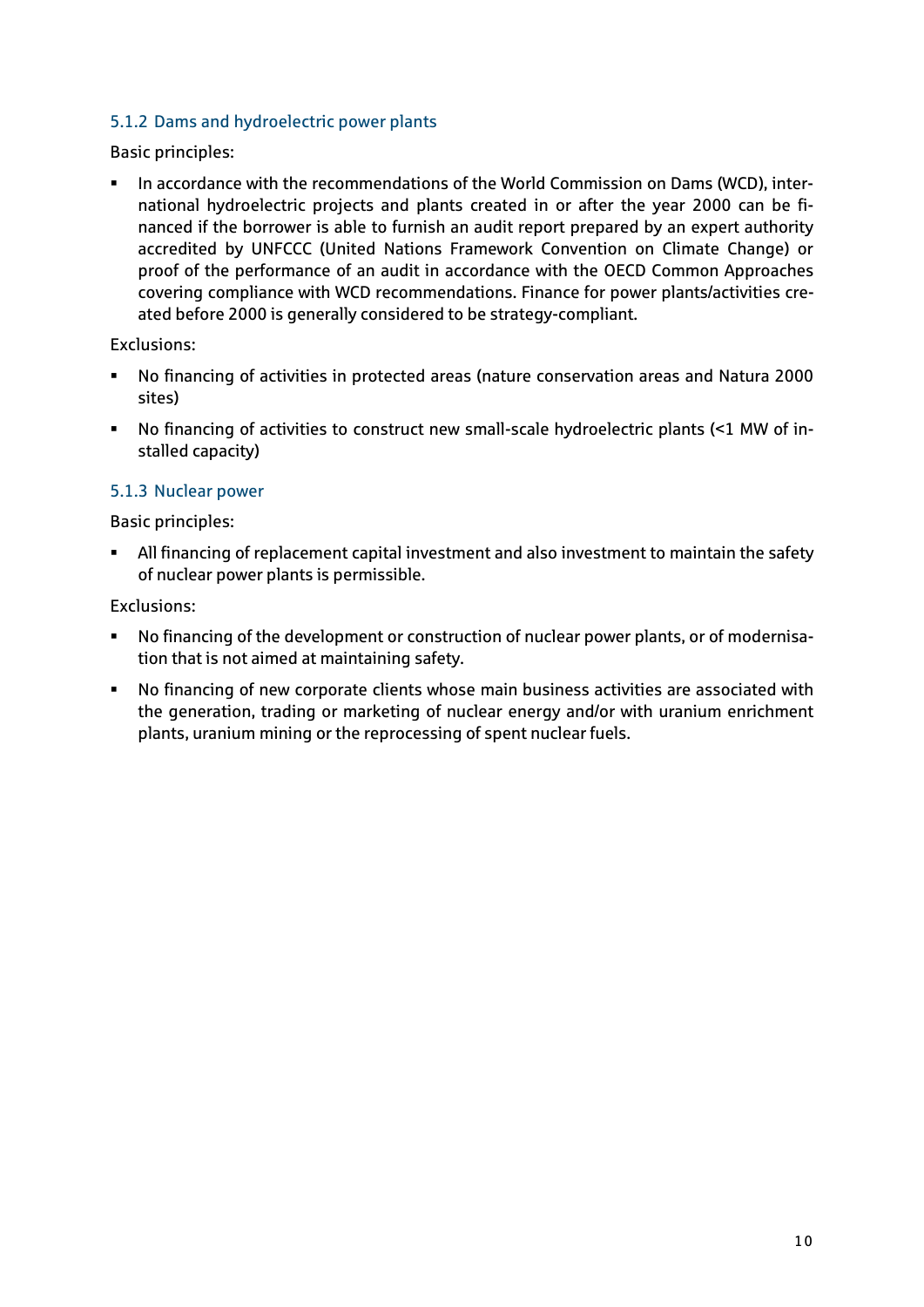### 5.1.2 Dams and hydroelectric power plants

Basic principles:

- In accordance with the recommendations of the World Commission on Dams (WCD), international hydroelectric projects and plants created in or after the year 2000 can be financed if the borrower is able to furnish an audit report prepared by an expert authority accredited by UNFCCC (United Nations Framework Convention on Climate Change) or proof of the performance of an audit in accordance with the OECD Common Approaches covering compliance with WCD recommendations. Finance for power plants/activities created before 2000 is generally considered to be strategy-compliant.

Exclusions:

- No financing of activities in protected areas (nature conservation areas and Natura 2000 sites)
- No financing of activities to construct new small-scale hydroelectric plants (<1 MW of installed capacity)

### 5.1.3 Nuclear power

Basic principles:

- All financing of replacement capital investment and also investment to maintain the safety of nuclear power plants is permissible.

Exclusions:

- No financing of the development or construction of nuclear power plants, or of modernisation that is not aimed at maintaining safety.
- No financing of new corporate clients whose main business activities are associated with the generation, trading or marketing of nuclear energy and/or with uranium enrichment plants, uranium mining or the reprocessing of spent nuclear fuels.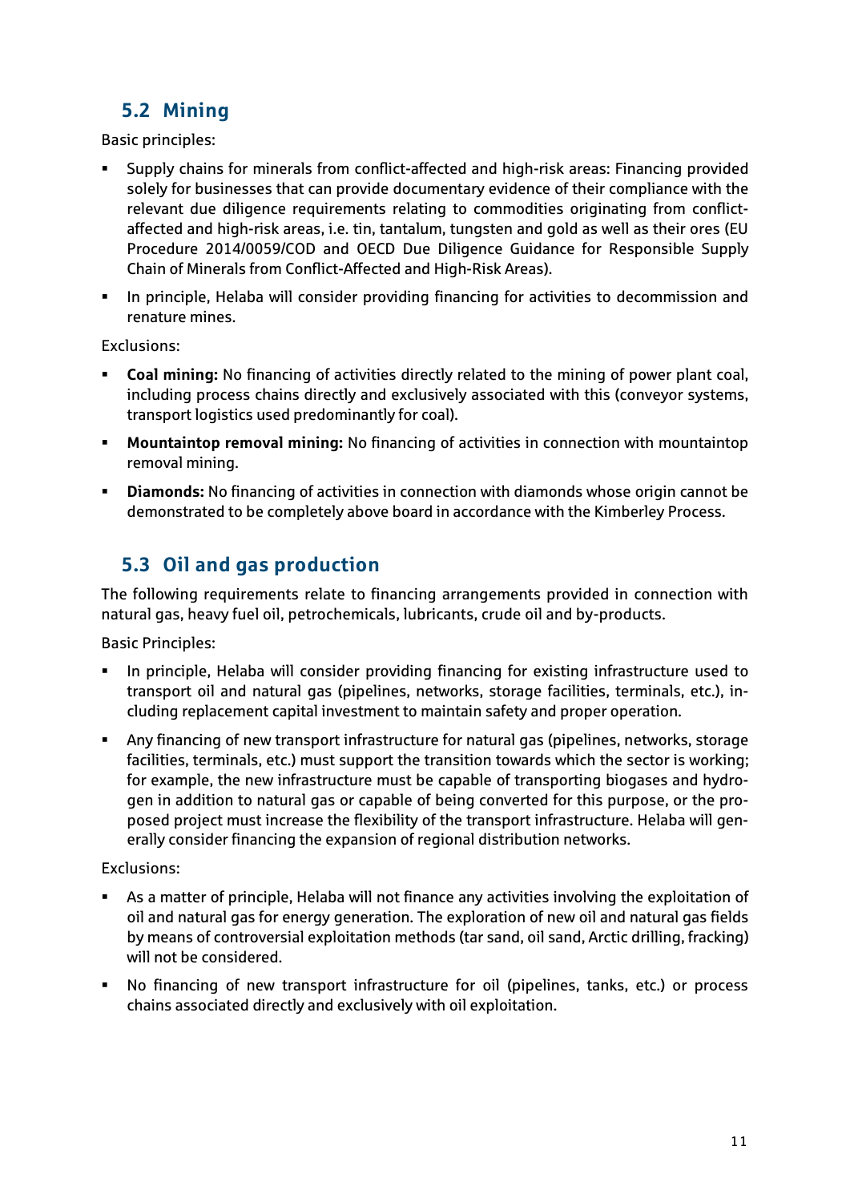## 5.2 Mining

Basic principles:

- Supply chains for minerals from conflict-affected and high-risk areas: Financing provided solely for businesses that can provide documentary evidence of their compliance with the relevant due diligence requirements relating to commodities originating from conflict-affected and high-risk areas, i.e. tin, tantalum, tungsten and gold as well as their ores (EU Procedure 2014/0059/COD and OECD Due Diligence Guidance for Responsible Supply Chain of Minerals from Conflict-Affected and High-Risk Areas).
- In principle, Helaba will consider providing financing for activities to decommission and renature mines.

Exclusions:

- **Coal mining:** No financing of activities directly related to the mining of power plant coal, including process chains directly and exclusively associated with this (conveyor systems, transport logistics used predominantly for coal).
- **Mountaintop removal mining:** No financing of activities in connection with mountaintop removal mining.
- **Diamonds:** No financing of activities in connection with diamonds whose origin cannot be demonstrated to be completely above board in accordance with the Kimberley Process.

## 5.3 Oil and gas production

The following requirements relate to financing arrangements provided in connection with natural gas, heavy fuel oil, petrochemicals, lubricants, crude oil and by-products.

Basic Principles:

- In principle, Helaba will consider providing financing for existing infrastructure used to transport oil and natural gas (pipelines, networks, storage facilities, terminals, etc.), including replacement capital investment to maintain safety and proper operation.
- Any financing of new transport infrastructure for natural gas (pipelines, networks, storage facilities, terminals, etc.) must support the transition towards which the sector is working; for example, the new infrastructure must be capable of transporting biogases and hydrogen in addition to natural gas or capable of being converted for this purpose, or the proposed project must increase the flexibility of the transport infrastructure. Helaba will generally consider financing the expansion of regional distribution networks.

Exclusions:

- As a matter of principle, Helaba will not finance any activities involving the exploitation of oil and natural gas for energy generation. The exploration of new oil and natural gas fields by means of controversial exploitation methods (tar sand, oil sand, Arctic drilling, fracking) will not be considered.
- No financing of new transport infrastructure for oil (pipelines, tanks, etc.) or process chains associated directly and exclusively with oil exploitation.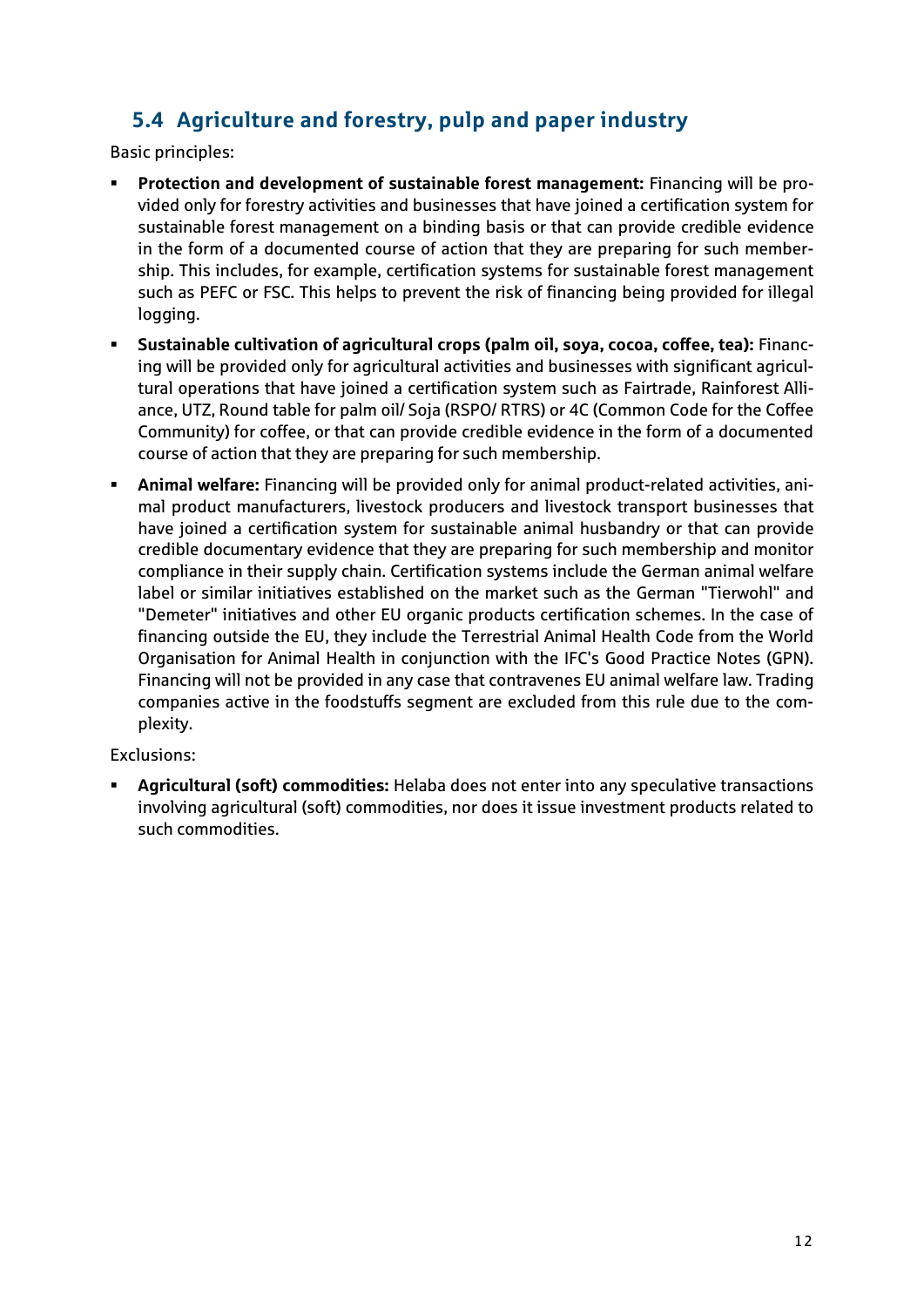## 5.4 Agriculture and forestry, pulp and paper industry

Basic principles:

- **Protection and development of sustainable forest management:** Financing will be provided only for forestry activities and businesses that have joined a certification system for sustainable forest management on a binding basis or that can provide credible evidence in the form of a documented course of action that they are preparing for such membership. This includes, for example, certification systems for sustainable forest management such as PEFC or FSC. This helps to prevent the risk of financing being provided for illegal logging.
- **Sustainable cultivation of agricultural crops (palm oil, soya, cocoa, coffee, tea):** Financing will be provided only for agricultural activities and businesses with significant agricultural operations that have joined a certification system such as Fairtrade, Rainforest Alliance, UTZ, Round table for palm oil/ Soja (RSPO/ RTRS) or 4C (Common Code for the Coffee Community) for coffee, or that can provide credible evidence in the form of a documented course of action that they are preparing for such membership.
- **Animal welfare:** Financing will be provided only for animal product-related activities, animal product manufacturers, livestock producers and livestock transport businesses that have joined a certification system for sustainable animal husbandry or that can provide credible documentary evidence that they are preparing for such membership and monitor compliance in their supply chain. Certification systems include the German animal welfare label or similar initiatives established on the market such as the German "Tierwohl" and "Demeter" initiatives and other EU organic products certification schemes. In the case of financing outside the EU, they include the Terrestrial Animal Health Code from the World Organisation for Animal Health in conjunction with the IFC's Good Practice Notes (GPN). Financing will not be provided in any case that contravenes EU animal welfare law. Trading companies active in the foodstuffs segment are excluded from this rule due to the complexity.

Exclusions:

- **Agricultural (soft) commodities:** Helaba does not enter into any speculative transactions involving agricultural (soft) commodities, nor does it issue investment products related to such commodities.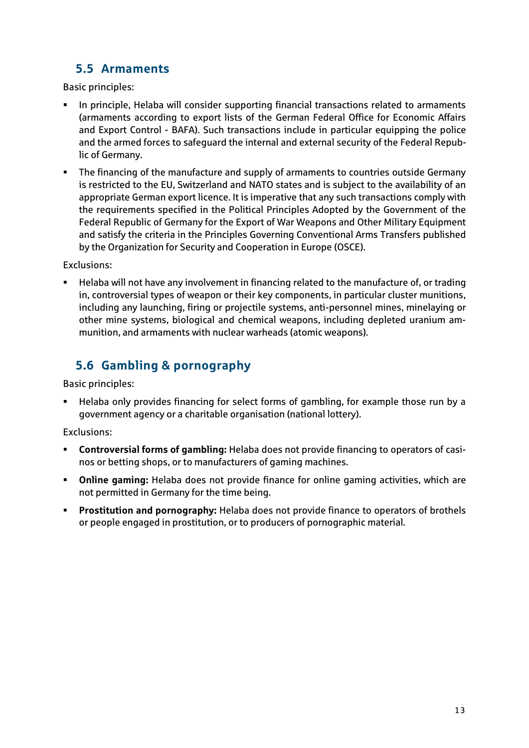## 5.5 Armaments

Basic principles:

- In principle, Helaba will consider supporting financial transactions related to armaments (armaments according to export lists of the German Federal Office for Economic Affairs and Export Control - BAFA). Such transactions include in particular equipping the police and the armed forces to safeguard the internal and external security of the Federal Republic of Germany.
- The financing of the manufacture and supply of armaments to countries outside Germany is restricted to the EU, Switzerland and NATO states and is subject to the availability of an appropriate German export licence. It is imperative that any such transactions comply with the requirements specified in the Political Principles Adopted by the Government of the Federal Republic of Germany for the Export of War Weapons and Other Military Equipment and satisfy the criteria in the Principles Governing Conventional Arms Transfers published by the Organization for Security and Cooperation in Europe (OSCE).

Exclusions:

- Helaba will not have any involvement in financing related to the manufacture of, or trading in, controversial types of weapon or their key components, in particular cluster munitions, including any launching, firing or projectile systems, anti-personnel mines, minelaying or other mine systems, biological and chemical weapons, including depleted uranium ammunition, and armaments with nuclear warheads (atomic weapons).

## 5.6 Gambling & pornography

Basic principles:

- Helaba only provides financing for select forms of gambling, for example those run by a government agency or a charitable organisation (national lottery).

Exclusions:

- **Controversial forms of gambling:** Helaba does not provide financing to operators of casinos or betting shops, or to manufacturers of gaming machines.
- **Online gaming:** Helaba does not provide finance for online gaming activities, which are not permitted in Germany for the time being.
- **Prostitution and pornography:** Helaba does not provide finance to operators of brothels or people engaged in prostitution, or to producers of pornographic material.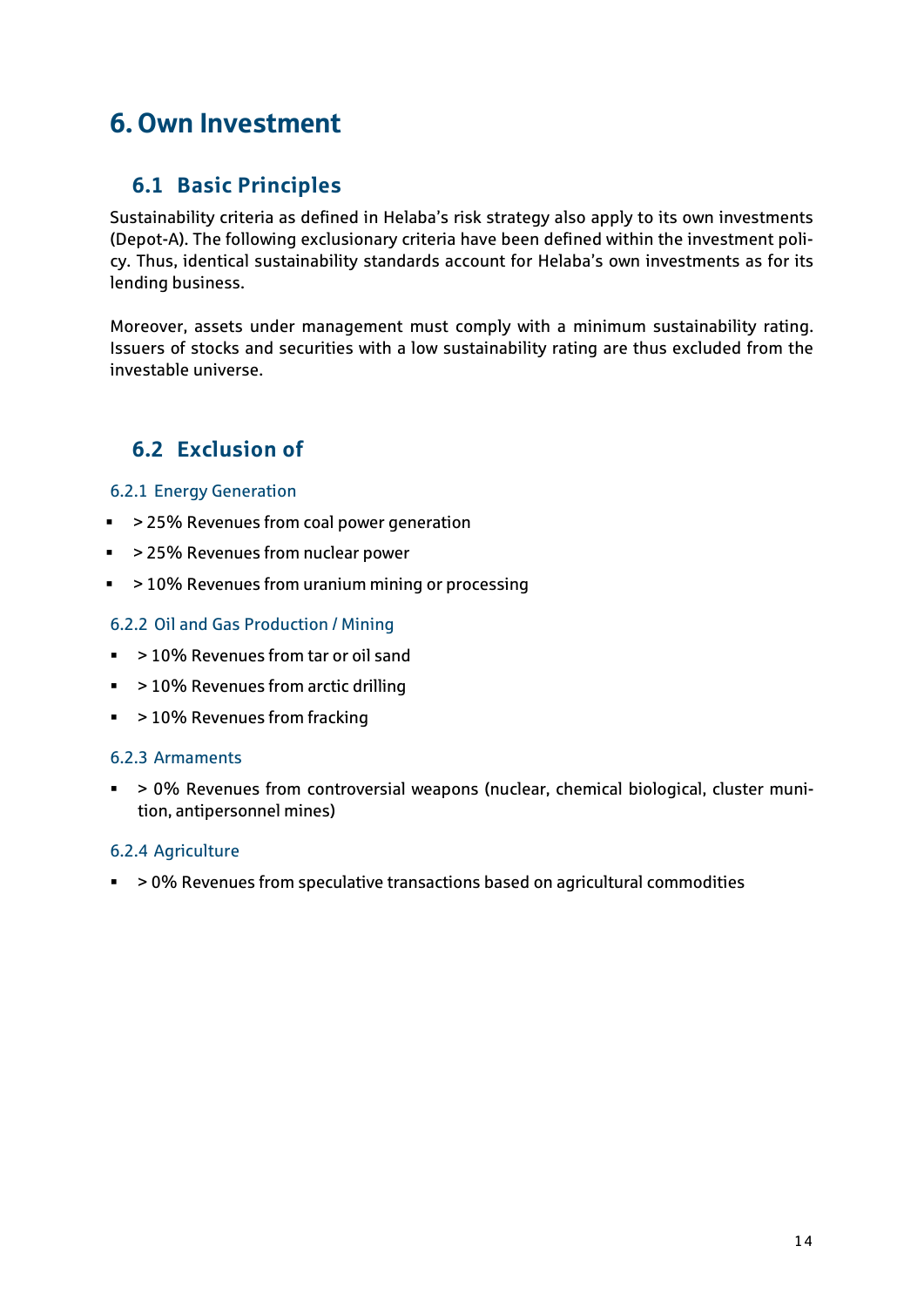# 6. Own Investment

## 6.1 Basic Principles

Sustainability criteria as defined in Helaba's risk strategy also apply to its own investments (Depot-A). The following exclusionary criteria have been defined within the investment policy. Thus, identical sustainability standards account for Helaba's own investments as for its lending business.

Moreover, assets under management must comply with a minimum sustainability rating. Issuers of stocks and securities with a low sustainability rating are thus excluded from the investable universe.

## 6.2 Exclusion of

### 6.2.1 Energy Generation

- > 25% Revenues from coal power generation
- > 25% Revenues from nuclear power
- > 10% Revenues from uranium mining or processing

### 6.2.2 Oil and Gas Production / Mining

- > 10% Revenues from tar or oil sand
- > 10% Revenues from arctic drilling
- > 10% Revenues from fracking

### 6.2.3 Armaments

- > 0% Revenues from controversial weapons (nuclear, chemical biological, cluster munition, antipersonnel mines)

### 6.2.4 Agriculture

- > 0% Revenues from speculative transactions based on agricultural commodities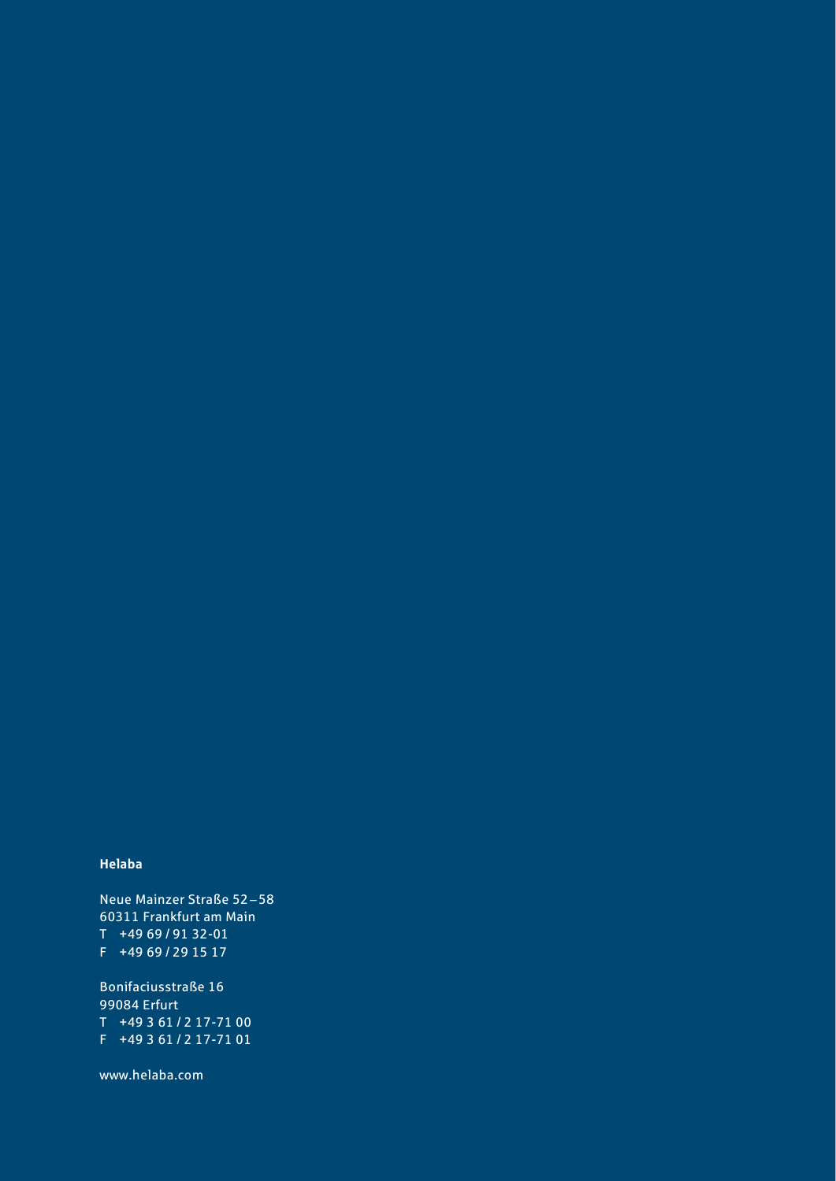**Helaba**

Neue Mainzer Straße 52 – 58
60311 Frankfurt am Main
T +49 69 / 91 32-01
F +49 69 / 29 15 17

Bonifaciusstraße 16
99084 Erfurt
T +49 3 61 / 2 17-71 00
F +49 3 61 / 2 17-71 01

www.helaba.com